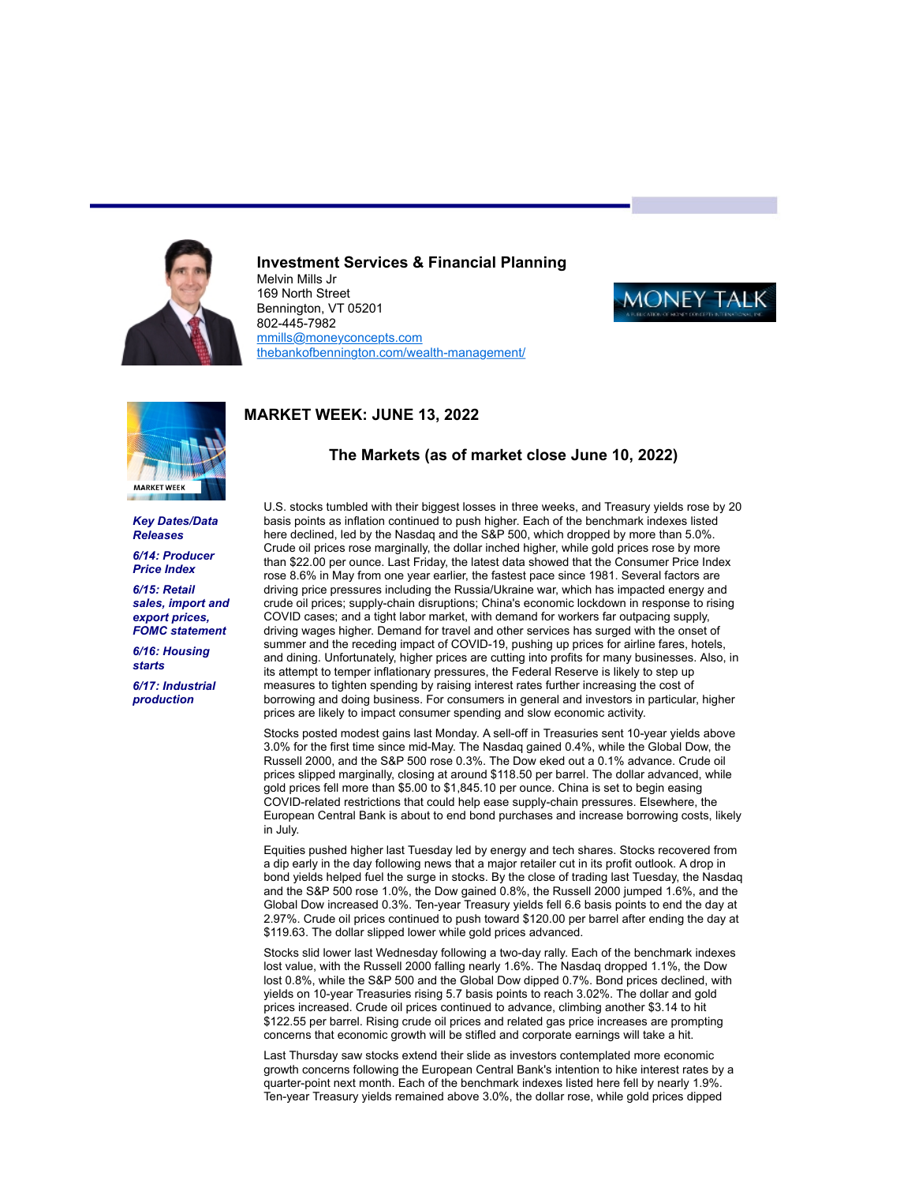## Investment Services & Financial Planning

Melvin Mills Jr
169 North Street
Bennington, VT 05201
802-445-7982
mmills@moneyconcepts.com
thebankofbennington.com/wealth-management/

MONEY TALK

# MARKET WEEK: JUNE 13, 2022

***Key Dates/Data Releases***

***6/14: Producer Price Index***

***6/15: Retail sales, import and export prices, FOMC statement***

***6/16: Housing starts***

***6/17: Industrial production***

## The Markets (as of market close June 10, 2022)

U.S. stocks tumbled with their biggest losses in three weeks, and Treasury yields rose by 20 basis points as inflation continued to push higher. Each of the benchmark indexes listed here declined, led by the Nasdaq and the S&P 500, which dropped by more than 5.0%. Crude oil prices rose marginally, the dollar inched higher, while gold prices rose by more than $22.00 per ounce. Last Friday, the latest data showed that the Consumer Price Index rose 8.6% in May from one year earlier, the fastest pace since 1981. Several factors are driving price pressures including the Russia/Ukraine war, which has impacted energy and crude oil prices; supply-chain disruptions; China's economic lockdown in response to rising COVID cases; and a tight labor market, with demand for workers far outpacing supply, driving wages higher. Demand for travel and other services has surged with the onset of summer and the receding impact of COVID-19, pushing up prices for airline fares, hotels, and dining. Unfortunately, higher prices are cutting into profits for many businesses. Also, in its attempt to temper inflationary pressures, the Federal Reserve is likely to step up measures to tighten spending by raising interest rates further increasing the cost of borrowing and doing business. For consumers in general and investors in particular, higher prices are likely to impact consumer spending and slow economic activity.

Stocks posted modest gains last Monday. A sell-off in Treasuries sent 10-year yields above 3.0% for the first time since mid-May. The Nasdaq gained 0.4%, while the Global Dow, the Russell 2000, and the S&P 500 rose 0.3%. The Dow eked out a 0.1% advance. Crude oil prices slipped marginally, closing at around $118.50 per barrel. The dollar advanced, while gold prices fell more than $5.00 to $1,845.10 per ounce. China is set to begin easing COVID-related restrictions that could help ease supply-chain pressures. Elsewhere, the European Central Bank is about to end bond purchases and increase borrowing costs, likely in July.

Equities pushed higher last Tuesday led by energy and tech shares. Stocks recovered from a dip early in the day following news that a major retailer cut in its profit outlook. A drop in bond yields helped fuel the surge in stocks. By the close of trading last Tuesday, the Nasdaq and the S&P 500 rose 1.0%, the Dow gained 0.8%, the Russell 2000 jumped 1.6%, and the Global Dow increased 0.3%. Ten-year Treasury yields fell 6.6 basis points to end the day at 2.97%. Crude oil prices continued to push toward $120.00 per barrel after ending the day at $119.63. The dollar slipped lower while gold prices advanced.

Stocks slid lower last Wednesday following a two-day rally. Each of the benchmark indexes lost value, with the Russell 2000 falling nearly 1.6%. The Nasdaq dropped 1.1%, the Dow lost 0.8%, while the S&P 500 and the Global Dow dipped 0.7%. Bond prices declined, with yields on 10-year Treasuries rising 5.7 basis points to reach 3.02%. The dollar and gold prices increased. Crude oil prices continued to advance, climbing another $3.14 to hit $122.55 per barrel. Rising crude oil prices and related gas price increases are prompting concerns that economic growth will be stifled and corporate earnings will take a hit.

Last Thursday saw stocks extend their slide as investors contemplated more economic growth concerns following the European Central Bank's intention to hike interest rates by a quarter-point next month. Each of the benchmark indexes listed here fell by nearly 1.9%. Ten-year Treasury yields remained above 3.0%, the dollar rose, while gold prices dipped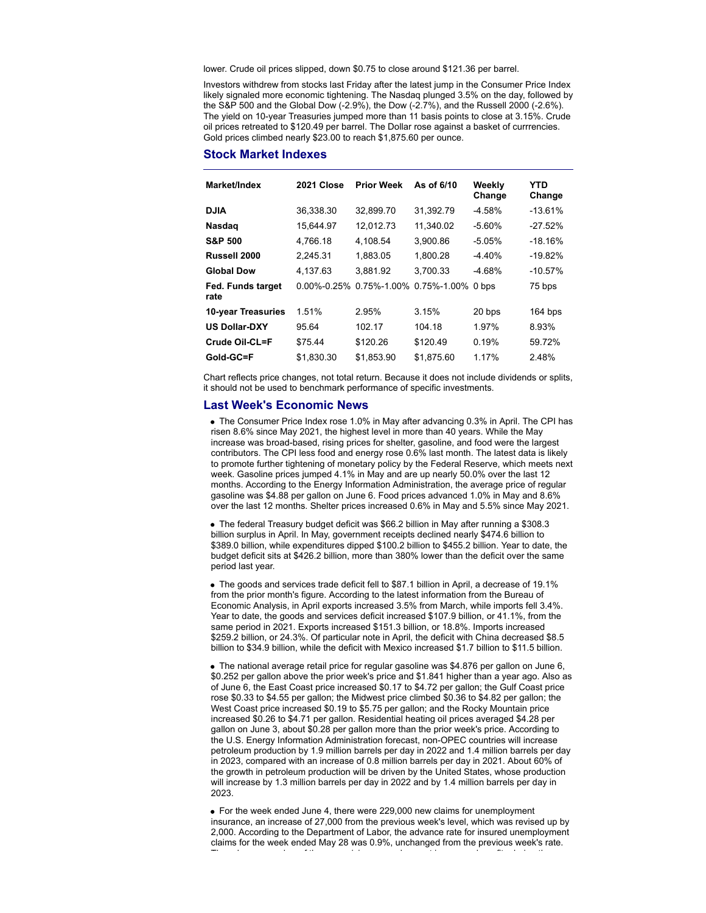lower. Crude oil prices slipped, down $0.75 to close around $121.36 per barrel.

Investors withdrew from stocks last Friday after the latest jump in the Consumer Price Index likely signaled more economic tightening. The Nasdaq plunged 3.5% on the day, followed by the S&P 500 and the Global Dow (-2.9%), the Dow (-2.7%), and the Russell 2000 (-2.6%). The yield on 10-year Treasuries jumped more than 11 basis points to close at 3.15%. Crude oil prices retreated to $120.49 per barrel. The Dollar rose against a basket of currrencies. Gold prices climbed nearly $23.00 to reach $1,875.60 per ounce.

## Stock Market Indexes

| Market/Index | 2021 Close | Prior Week | As of 6/10 | Weekly Change | YTD Change |
|---|---|---|---|---|---|
| **DJIA** | 36,338.30 | 32,899.70 | 31,392.79 | -4.58% | -13.61% |
| **Nasdaq** | 15,644.97 | 12,012.73 | 11,340.02 | -5.60% | -27.52% |
| **S&P 500** | 4,766.18 | 4,108.54 | 3,900.86 | -5.05% | -18.16% |
| **Russell 2000** | 2,245.31 | 1,883.05 | 1,800.28 | -4.40% | -19.82% |
| **Global Dow** | 4,137.63 | 3,881.92 | 3,700.33 | -4.68% | -10.57% |
| **Fed. Funds target rate** | 0.00%-0.25% | 0.75%-1.00% | 0.75%-1.00% | 0 bps | 75 bps |
| **10-year Treasuries** | 1.51% | 2.95% | 3.15% | 20 bps | 164 bps |
| **US Dollar-DXY** | 95.64 | 102.17 | 104.18 | 1.97% | 8.93% |
| **Crude Oil-CL=F** | $75.44 | $120.26 | $120.49 | 0.19% | 59.72% |
| **Gold-GC=F** | $1,830.30 | $1,853.90 | $1,875.60 | 1.17% | 2.48% |

Chart reflects price changes, not total return. Because it does not include dividends or splits, it should not be used to benchmark performance of specific investments.

## Last Week's Economic News

- The Consumer Price Index rose 1.0% in May after advancing 0.3% in April. The CPI has risen 8.6% since May 2021, the highest level in more than 40 years. While the May increase was broad-based, rising prices for shelter, gasoline, and food were the largest contributors. The CPI less food and energy rose 0.6% last month. The latest data is likely to promote further tightening of monetary policy by the Federal Reserve, which meets next week. Gasoline prices jumped 4.1% in May and are up nearly 50.0% over the last 12 months. According to the Energy Information Administration, the average price of regular gasoline was $4.88 per gallon on June 6. Food prices advanced 1.0% in May and 8.6% over the last 12 months. Shelter prices increased 0.6% in May and 5.5% since May 2021.

- The federal Treasury budget deficit was $66.2 billion in May after running a $308.3 billion surplus in April. In May, government receipts declined nearly $474.6 billion to $389.0 billion, while expenditures dipped $100.2 billion to $455.2 billion. Year to date, the budget deficit sits at $426.2 billion, more than 380% lower than the deficit over the same period last year.

- The goods and services trade deficit fell to $87.1 billion in April, a decrease of 19.1% from the prior month's figure. According to the latest information from the Bureau of Economic Analysis, in April exports increased 3.5% from March, while imports fell 3.4%. Year to date, the goods and services deficit increased $107.9 billion, or 41.1%, from the same period in 2021. Exports increased $151.3 billion, or 18.8%. Imports increased $259.2 billion, or 24.3%. Of particular note in April, the deficit with China decreased $8.5 billion to $34.9 billion, while the deficit with Mexico increased $1.7 billion to $11.5 billion.

- The national average retail price for regular gasoline was $4.876 per gallon on June 6, $0.252 per gallon above the prior week's price and $1.841 higher than a year ago. Also as of June 6, the East Coast price increased $0.17 to $4.72 per gallon; the Gulf Coast price rose $0.33 to $4.55 per gallon; the Midwest price climbed $0.36 to $4.82 per gallon; the West Coast price increased $0.19 to $5.75 per gallon; and the Rocky Mountain price increased $0.26 to $4.71 per gallon. Residential heating oil prices averaged $4.28 per gallon on June 3, about $0.28 per gallon more than the prior week's price. According to the U.S. Energy Information Administration forecast, non-OPEC countries will increase petroleum production by 1.9 million barrels per day in 2022 and 1.4 million barrels per day in 2023, compared with an increase of 0.8 million barrels per day in 2021. About 60% of the growth in petroleum production will be driven by the United States, whose production will increase by 1.3 million barrels per day in 2022 and by 1.4 million barrels per day in 2023.

- For the week ended June 4, there were 229,000 new claims for unemployment insurance, an increase of 27,000 from the previous week's level, which was revised up by 2,000. According to the Department of Labor, the advance rate for insured unemployment claims for the week ended May 28 was 0.9%, unchanged from the previous week's rate.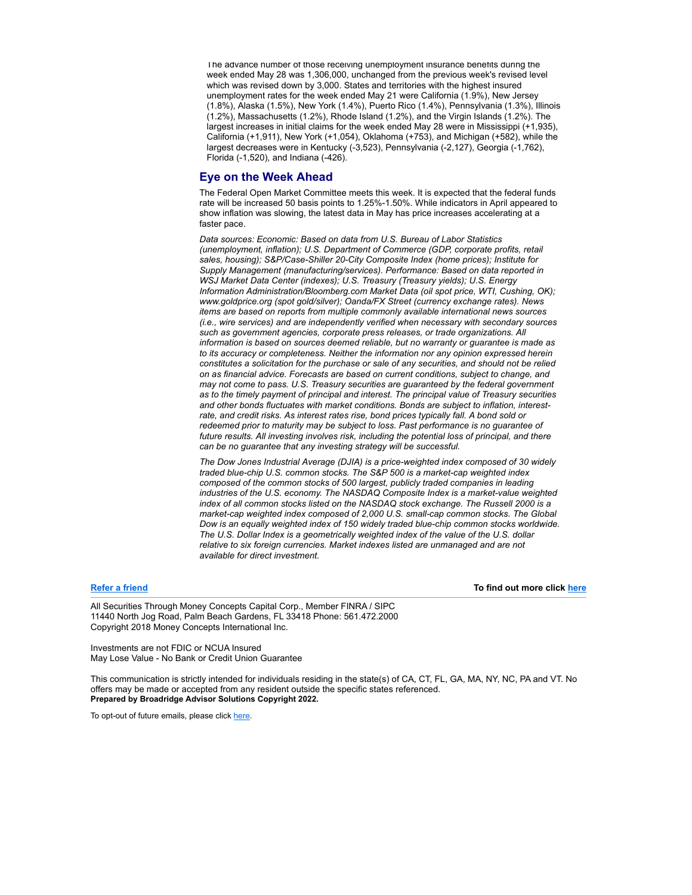The advance number of those receiving unemployment insurance benefits during the week ended May 28 was 1,306,000, unchanged from the previous week's revised level which was revised down by 3,000. States and territories with the highest insured unemployment rates for the week ended May 21 were California (1.9%), New Jersey (1.8%), Alaska (1.5%), New York (1.4%), Puerto Rico (1.4%), Pennsylvania (1.3%), Illinois (1.2%), Massachusetts (1.2%), Rhode Island (1.2%), and the Virgin Islands (1.2%). The largest increases in initial claims for the week ended May 28 were in Mississippi (+1,935), California (+1,911), New York (+1,054), Oklahoma (+753), and Michigan (+582), while the largest decreases were in Kentucky (-3,523), Pennsylvania (-2,127), Georgia (-1,762), Florida (-1,520), and Indiana (-426).

## Eye on the Week Ahead

The Federal Open Market Committee meets this week. It is expected that the federal funds rate will be increased 50 basis points to 1.25%-1.50%. While indicators in April appeared to show inflation was slowing, the latest data in May has price increases accelerating at a faster pace.

*Data sources: Economic: Based on data from U.S. Bureau of Labor Statistics (unemployment, inflation); U.S. Department of Commerce (GDP, corporate profits, retail sales, housing); S&P/Case-Shiller 20-City Composite Index (home prices); Institute for Supply Management (manufacturing/services). Performance: Based on data reported in WSJ Market Data Center (indexes); U.S. Treasury (Treasury yields); U.S. Energy Information Administration/Bloomberg.com Market Data (oil spot price, WTI, Cushing, OK); www.goldprice.org (spot gold/silver); Oanda/FX Street (currency exchange rates). News items are based on reports from multiple commonly available international news sources (i.e., wire services) and are independently verified when necessary with secondary sources such as government agencies, corporate press releases, or trade organizations. All information is based on sources deemed reliable, but no warranty or guarantee is made as to its accuracy or completeness. Neither the information nor any opinion expressed herein constitutes a solicitation for the purchase or sale of any securities, and should not be relied on as financial advice. Forecasts are based on current conditions, subject to change, and may not come to pass. U.S. Treasury securities are guaranteed by the federal government as to the timely payment of principal and interest. The principal value of Treasury securities and other bonds fluctuates with market conditions. Bonds are subject to inflation, interest-rate, and credit risks. As interest rates rise, bond prices typically fall. A bond sold or redeemed prior to maturity may be subject to loss. Past performance is no guarantee of future results. All investing involves risk, including the potential loss of principal, and there can be no guarantee that any investing strategy will be successful.*

*The Dow Jones Industrial Average (DJIA) is a price-weighted index composed of 30 widely traded blue-chip U.S. common stocks. The S&P 500 is a market-cap weighted index composed of the common stocks of 500 largest, publicly traded companies in leading industries of the U.S. economy. The NASDAQ Composite Index is a market-value weighted index of all common stocks listed on the NASDAQ stock exchange. The Russell 2000 is a market-cap weighted index composed of 2,000 U.S. small-cap common stocks. The Global Dow is an equally weighted index of 150 widely traded blue-chip common stocks worldwide. The U.S. Dollar Index is a geometrically weighted index of the value of the U.S. dollar relative to six foreign currencies. Market indexes listed are unmanaged and are not available for direct investment.*

**Refer a friend**

**To find out more click here**

All Securities Through Money Concepts Capital Corp., Member FINRA / SIPC
11440 North Jog Road, Palm Beach Gardens, FL 33418 Phone: 561.472.2000
Copyright 2018 Money Concepts International Inc.

Investments are not FDIC or NCUA Insured
May Lose Value - No Bank or Credit Union Guarantee

This communication is strictly intended for individuals residing in the state(s) of CA, CT, FL, GA, MA, NY, NC, PA and VT. No offers may be made or accepted from any resident outside the specific states referenced.
**Prepared by Broadridge Advisor Solutions Copyright 2022.**

To opt-out of future emails, please click here.